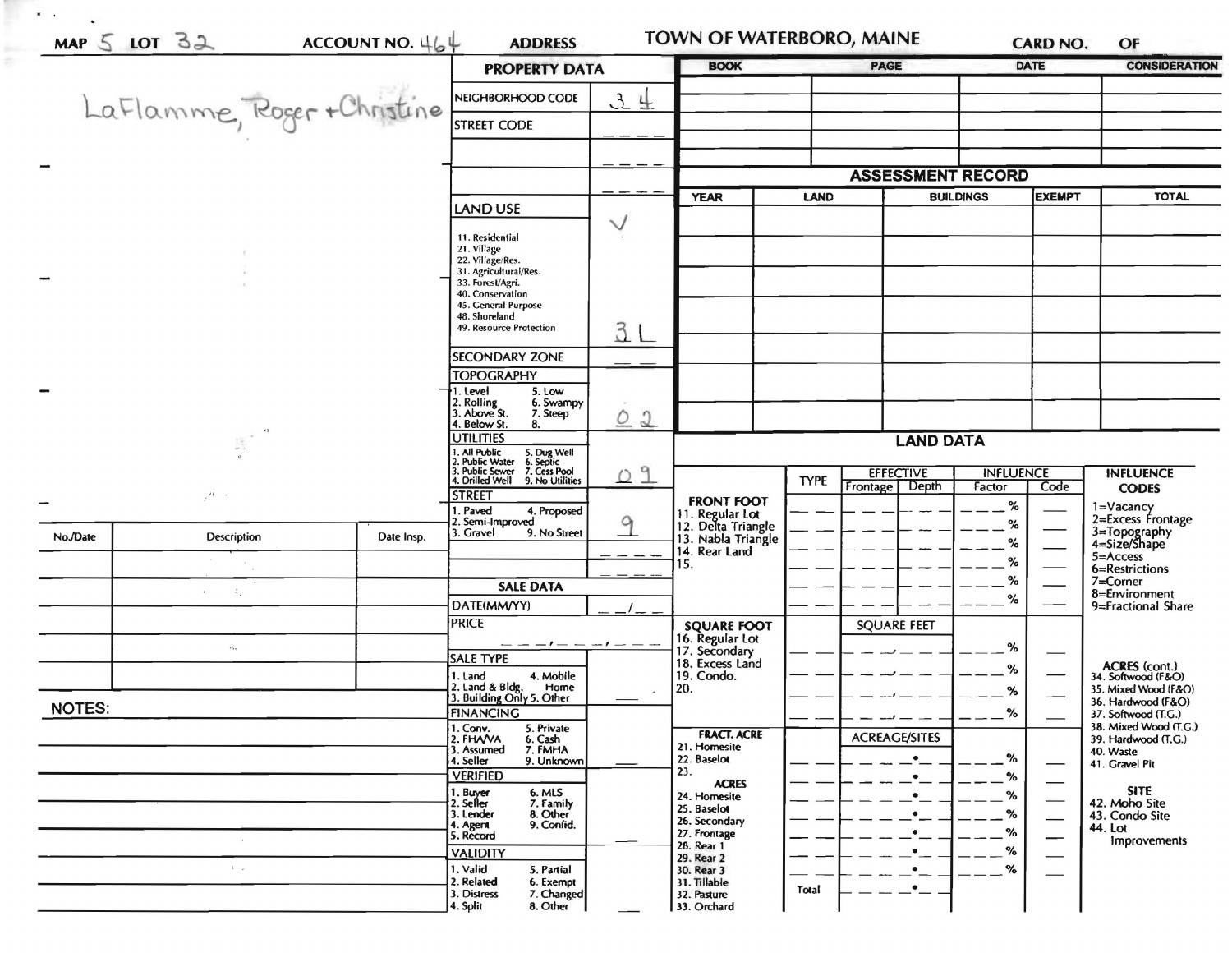MAP 5 LOT 32 ACCOUNT NO. 464 ADDRESS TOWN OF WATERBORO, MAINE CARD NO. OF

LaFlamme, Roger + Christine

## PROPERTY DATA

| | |
|---|---|
| NEIGHBORHOOD CODE | 34 |
| STREET CODE | ___ |
| | ___ |
| | ___ |
| LAND USE<br>11. Residential<br>21. Village<br>22. Village/Res.<br>31. Agricultural/Res.<br>33. Forest/Agri.<br>40. Conservation<br>45. General Purpose<br>48. Shoreland<br>49. Resource Protection | √<br>3L |
| SECONDARY ZONE | __ |
| TOPOGRAPHY<br>1. Level 5. Low<br>2. Rolling 6. Swampy<br>3. Above St. 7. Steep<br>4. Below St. 8. | 02 |
| UTILITIES<br>1. All Public 5. Dug Well<br>2. Public Water 6. Septic<br>3. Public Sewer 7. Cess Pool<br>4. Drilled Well 9. No Utilities | 09 |
| STREET<br>1. Paved 4. Proposed<br>2. Semi-Improved<br>3. Gravel 9. No Street | 9 |

## SALE DATA

| | |
|---|---|
| DATE(MM/YY) | __/__ |
| PRICE | ___,___,___ |
| SALE TYPE<br>1. Land 4. Mobile<br>2. Land & Bldg. Home<br>3. Building Only 5. Other | |
| FINANCING<br>1. Conv. 5. Private<br>2. FHA/VA 6. Cash<br>3. Assumed 7. FMHA<br>4. Seller 9. Unknown | |
| VERIFIED<br>1. Buyer 6. MLS<br>2. Seller 7. Family<br>3. Lender 8. Other<br>4. Agent 9. Confid.<br>5. Record | |
| VALIDITY<br>1. Valid 5. Partial<br>2. Related 6. Exempt<br>3. Distress 7. Changed<br>4. Split 8. Other | |

| BOOK | PAGE | DATE | CONSIDERATION |
|---|---|---|---|
| | | | |
| | | | |
| | | | |
| | | | |

## ASSESSMENT RECORD

| YEAR | LAND | BUILDINGS | EXEMPT | TOTAL |
|---|---|---|---|---|
| | | | | |
| | | | | |
| | | | | |
| | | | | |
| | | | | |
| | | | | |
| | | | | |

## LAND DATA

| | TYPE | EFFECTIVE Frontage | EFFECTIVE Depth | INFLUENCE Factor | INFLUENCE Code |
|---|---|---|---|---|---|
| FRONT FOOT<br>11. Regular Lot<br>12. Delta Triangle<br>13. Nabla Triangle<br>14. Rear Land<br>15. | | | | % | |
| SQUARE FOOT<br>16. Regular Lot<br>17. Secondary<br>18. Excess Land<br>19. Condo.<br>20. | | SQUARE FEET | | % | |
| FRACT. ACRE<br>21. Homesite<br>22. Baselot<br>23.<br>ACRES<br>24. Homesite<br>25. Baselot<br>26. Secondary<br>27. Frontage<br>28. Rear 1<br>29. Rear 2<br>30. Rear 3<br>31. Tillable<br>32. Pasture<br>33. Orchard | Total | ACREAGE/SITES | | % | |

**INFLUENCE CODES**
1=Vacancy
2=Excess Frontage
3=Topography
4=Size/Shape
5=Access
6=Restrictions
7=Corner
8=Environment
9=Fractional Share

**ACRES (cont.)**
34. Softwood (F&O)
35. Mixed Wood (F&O)
36. Hardwood (F&O)
37. Softwood (T.G.)
38. Mixed Wood (T.G.)
39. Hardwood (T.G.)
40. Waste
41. Gravel Pit

**SITE**
42. Moho Site
43. Condo Site
44. Lot Improvements

| No./Date | Description | Date Insp. |
|---|---|---|
| | | |
| | | |
| | | |
| | | |
| | | |

NOTES: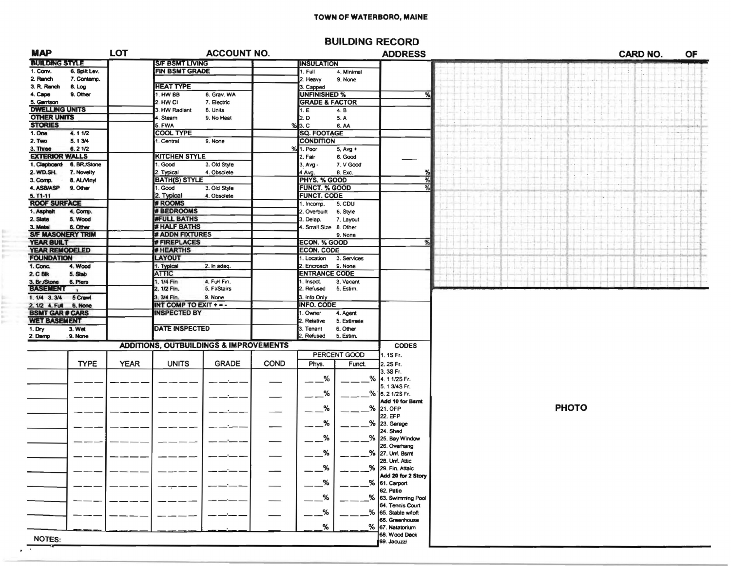**TOWN OF WATERBORO, MAINE**

## BUILDING RECORD

MAP | LOT | ACCOUNT NO. | ADDRESS | CARD NO. OF

| | | | | | |
|---|---|---|---|---|---|
| **BUILDING STYLE** | | **S/F BSMT LIVING** | | **INSULATION** | |
| 1. Conv. 6. Split Lev. | | **FIN BSMT GRADE** | | 1. Full 4. Minimal | |
| 2. Ranch 7. Contemp. | | | | 2. Heavy 9. None | |
| 3. R. Ranch 8. Log | | **HEAT TYPE** | | 3. Capped | |
| 4. Cape 9. Other | | 1. HW BB 6. Grav. WA | | **UNFINISHED %** | % |
| 5. Garrison | | 2. HW Cl 7. Electric | | **GRADE & FACTOR** | |
| **DWELLING UNITS** | | 3. HW Radiant 8. Units | | 1. E 4. B | |
| **OTHER UNITS** | | 4. Steam 9. No Heat | | 2. D 5. A | |
| **STORIES** | | 5. FWA | % | 3. C 6. AA | |
| 1. One 4. 1 1/2 | | **COOL TYPE** | | **SQ. FOOTAGE** | |
| 2. Two 5. 1 3/4 | | 1. Central 9. None | | **CONDITION** | |
| 3. Three 6. 2 1/2 | | | % | 1. Poor 5. Avg + | |
| **EXTERIOR WALLS** | | **KITCHEN STYLE** | | 2. Fair 6. Good | |
| 1. Clapboard 6. BR./Stone | | 1. Good 3. Old Style | | 3. Avg - 7. V Good | |
| 2. WD.SH. 7. Novelty | | 2. Typical 4. Obsolete | | 4 Avg. 8. Exc. | % |
| 3. Comp. 8. AL/Vinyl | | **BATH(S) STYLE** | | **PHYS. % GOOD** | % |
| 4. ASB/ASP 9. Other | | 1. Good 3. Old Style | | **FUNCT. % GOOD** | % |
| 5. T1-11 | | 2. Typical 4. Obsolete | | **FUNCT. CODE** | |
| **ROOF SURFACE** | | **# ROOMS** | | 1. Incomp. 5. CDU | |
| 1. Asphalt 4. Comp. | | **# BEDROOMS** | | 2. Overbuilt 6. Style | |
| 2. Slate 5. Wood | | **#FULL BATHS** | | 3. Delap. 7. Layout | |
| 3. Metal 6. Other | | **# HALF BATHS** | | 4. Small Size 8. Other | |
| **S/F MASONERY TRIM** | | **# ADDN FIXTURES** | | 9. None | |
| **YEAR BUILT** | | **# FIREPLACES** | | **ECON. % GOOD** | % |
| **YEAR REMODELED** | | **# HEARTHS** | | **ECON. CODE** | |
| **FOUNDATION** | | **LAYOUT** | | 1. Location 3. Services | |
| 1. Conc. 4. Wood | | 1. Typical 2. In adeq. | | 2. Encroach 9. None | |
| 2. C Blk 5. Slab | | **ATTIC** | | **ENTRANCE CODE** | |
| 3. Br./Stone 6. Piers | | 1. 1/4 Fin 4. Full Fin. | | 1. Inspct. 3. Vacant | |
| **BASEMENT** | | 2. 1/2 Fin. 5. Fl/Stairs | | 2. Refused 5. Estim. | |
| 1. 1/4 3. 3/4 5 Crawl | | 3. 3/4 Fin. 9. None | | 3. Info Only | |
| 2. 1/2 4. Full 6. None | | **INT COMP TO EXIT + = -** | | **INFO. CODE** | |
| **BSMT GAR # CARS** | | **INSPECTED BY** | | 1. Owner 4. Agent | |
| **WET BASEMENT** | | | | 2. Relative 5. Estimate | |
| 1. Dry 3. Wet | | **DATE INSPECTED** | | 3. Tenant 6. Other | |
| 2. Damp 9. None | | | | 2. Refused 5. Estim. | |

### ADDITIONS, OUTBUILDINGS & IMPROVEMENTS

| | TYPE | YEAR | UNITS | GRADE | COND | PERCENT GOOD Phys. | Funct. |
|---|---|---|---|---|---|---|---|
| | | | | | | % | % |
| | | | | | | % | % |
| | | | | | | % | % |
| | | | | | | % | % |
| | | | | | | % | % |
| | | | | | | % | % |
| | | | | | | % | % |
| | | | | | | % | % |
| | | | | | | % | % |
| | | | | | | % | % |
| | | | | | | % | % |

**CODES**
1. 1S Fr.
2. 2S Fr.
3. 3S Fr.
4. 1 1/2S Fr.
5. 1 3/4S Fr.
6. 2 1/2S Fr.

**Add 10 for Bsmt**
21. OFP
22. EFP
23. Garage
24. Shed
25. Bay Window
26. Overhang
27. Unf. Bsmt
28. Unf. Attic
29. Fin. Attaic

**Add 20 for 2 Story**
61. Carport
62. Patio
63. Swimming Pool
64. Tennis Court
65. Stable w/loft
66. Greenhouse
67. Natatorium
68. Wood Deck
69. Jacuzzi

NOTES:

PHOTO